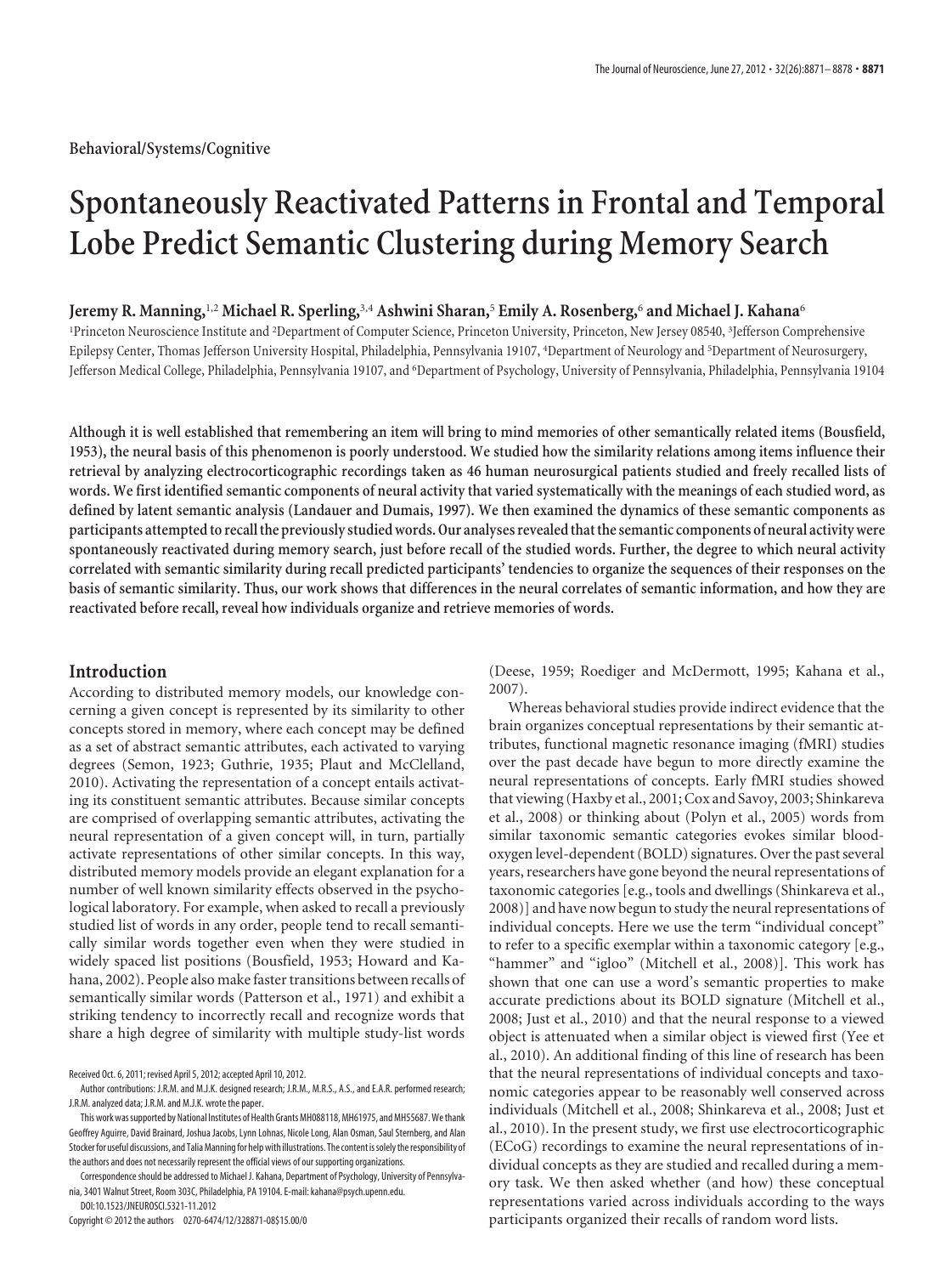Behavioral/Systems/Cognitive

# Spontaneously Reactivated Patterns in Frontal and Temporal Lobe Predict Semantic Clustering during Memory Search

**Jeremy R. Manning,[1,2] Michael R. Sperling,[3,4] Ashwini Sharan,[5] Emily A. Rosenberg,[6] and Michael J. Kahana[6]**

[1]Princeton Neuroscience Institute and [2]Department of Computer Science, Princeton University, Princeton, New Jersey 08540, [3]Jefferson Comprehensive Epilepsy Center, Thomas Jefferson University Hospital, Philadelphia, Pennsylvania 19107, [4]Department of Neurology and [5]Department of Neurosurgery, Jefferson Medical College, Philadelphia, Pennsylvania 19107, and [6]Department of Psychology, University of Pennsylvania, Philadelphia, Pennsylvania 19104

**Although it is well established that remembering an item will bring to mind memories of other semantically related items (Bousfield, 1953), the neural basis of this phenomenon is poorly understood. We studied how the similarity relations among items influence their retrieval by analyzing electrocorticographic recordings taken as 46 human neurosurgical patients studied and freely recalled lists of words. We first identified semantic components of neural activity that varied systematically with the meanings of each studied word, as defined by latent semantic analysis (Landauer and Dumais, 1997). We then examined the dynamics of these semantic components as participants attempted to recall the previously studied words. Our analyses revealed that the semantic components of neural activity were spontaneously reactivated during memory search, just before recall of the studied words. Further, the degree to which neural activity correlated with semantic similarity during recall predicted participants' tendencies to organize the sequences of their responses on the basis of semantic similarity. Thus, our work shows that differences in the neural correlates of semantic information, and how they are reactivated before recall, reveal how individuals organize and retrieve memories of words.**

## Introduction

According to distributed memory models, our knowledge concerning a given concept is represented by its similarity to other concepts stored in memory, where each concept may be defined as a set of abstract semantic attributes, each activated to varying degrees (Semon, 1923; Guthrie, 1935; Plaut and McClelland, 2010). Activating the representation of a concept entails activating its constituent semantic attributes. Because similar concepts are comprised of overlapping semantic attributes, activating the neural representation of a given concept will, in turn, partially activate representations of other similar concepts. In this way, distributed memory models provide an elegant explanation for a number of well known similarity effects observed in the psychological laboratory. For example, when asked to recall a previously studied list of words in any order, people tend to recall semantically similar words together even when they were studied in widely spaced list positions (Bousfield, 1953; Howard and Kahana, 2002). People also make faster transitions between recalls of semantically similar words (Patterson et al., 1971) and exhibit a striking tendency to incorrectly recall and recognize words that share a high degree of similarity with multiple study-list words (Deese, 1959; Roediger and McDermott, 1995; Kahana et al., 2007).

Whereas behavioral studies provide indirect evidence that the brain organizes conceptual representations by their semantic attributes, functional magnetic resonance imaging (fMRI) studies over the past decade have begun to more directly examine the neural representations of concepts. Early fMRI studies showed that viewing (Haxby et al., 2001; Cox and Savoy, 2003; Shinkareva et al., 2008) or thinking about (Polyn et al., 2005) words from similar taxonomic semantic categories evokes similar blood-oxygen level-dependent (BOLD) signatures. Over the past several years, researchers have gone beyond the neural representations of taxonomic categories [e.g., tools and dwellings (Shinkareva et al., 2008)] and have now begun to study the neural representations of individual concepts. Here we use the term "individual concept" to refer to a specific exemplar within a taxonomic category [e.g., "hammer" and "igloo" (Mitchell et al., 2008)]. This work has shown that one can use a word's semantic properties to make accurate predictions about its BOLD signature (Mitchell et al., 2008; Just et al., 2010) and that the neural response to a viewed object is attenuated when a similar object is viewed first (Yee et al., 2010). An additional finding of this line of research has been that the neural representations of individual concepts and taxonomic categories appear to be reasonably well conserved across individuals (Mitchell et al., 2008; Shinkareva et al., 2008; Just et al., 2010). In the present study, we first use electrocorticographic (ECoG) recordings to examine the neural representations of individual concepts as they are studied and recalled during a memory task. We then asked whether (and how) these conceptual representations varied across individuals according to the ways participants organized their recalls of random word lists.

Received Oct. 6, 2011; revised April 5, 2012; accepted April 10, 2012.

Author contributions: J.R.M. and M.J.K. designed research; J.R.M., M.R.S., A.S., and E.A.R. performed research; J.R.M. analyzed data; J.R.M. and M.J.K. wrote the paper.

This work was supported by National Institutes of Health Grants MH088118, MH61975, and MH55687. We thank Geoffrey Aguirre, David Brainard, Joshua Jacobs, Lynn Lohnas, Nicole Long, Alan Osman, Saul Sternberg, and Alan Stocker for useful discussions, and Talia Manning for help with illustrations. The content is solely the responsibility of the authors and does not necessarily represent the official views of our supporting organizations.

Correspondence should be addressed to Michael J. Kahana, Department of Psychology, University of Pennsylvania, 3401 Walnut Street, Room 303C, Philadelphia, PA 19104. E-mail: kahana@psych.upenn.edu.

DOI:10.1523/JNEUROSCI.5321-11.2012

Copyright © 2012 the authors 0270-6474/12/328871-08$15.00/0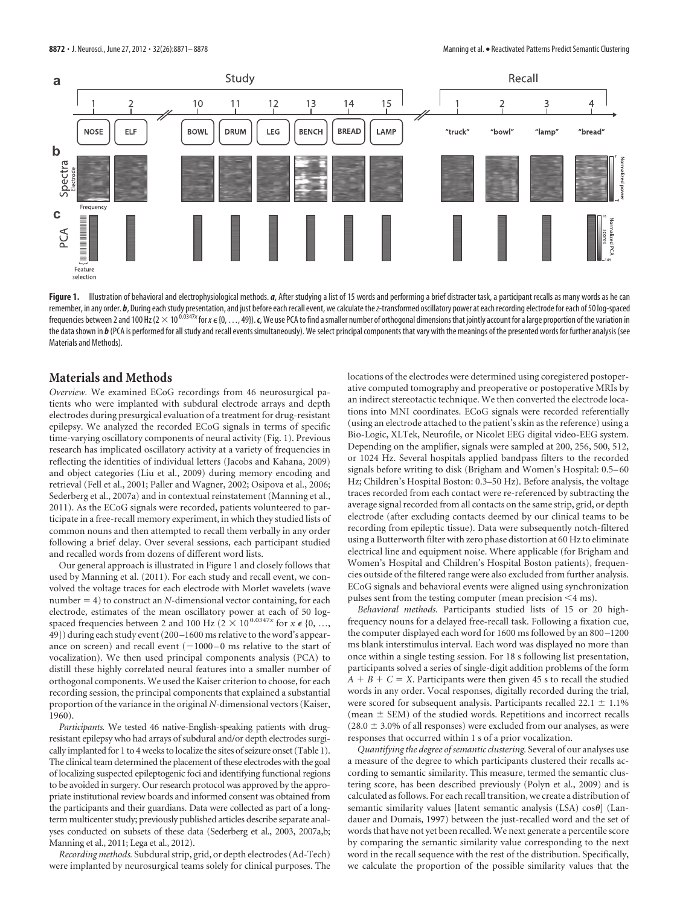**Figure 1.** Illustration of behavioral and electrophysiological methods. ***a***, After studying a list of 15 words and performing a brief distracter task, a participant recalls as many words as he can remember, in any order. ***b***, During each study presentation, and just before each recall event, we calculate the *z*-transformed oscillatory power at each recording electrode for each of 50 log-spaced frequencies between 2 and 100 Hz ($2 \times 10^{0.0347x}$ for $x \in \{0, \ldots, 49\}$). ***c***, We use PCA to find a smaller number of orthogonal dimensions that jointly account for a large proportion of the variation in the data shown in ***b*** (PCA is performed for all study and recall events simultaneously). We select principal components that vary with the meanings of the presented words for further analysis (see Materials and Methods).

## Materials and Methods

*Overview.* We examined ECoG recordings from 46 neurosurgical patients who were implanted with subdural electrode arrays and depth electrodes during presurgical evaluation of a treatment for drug-resistant epilepsy. We analyzed the recorded ECoG signals in terms of specific time-varying oscillatory components of neural activity (Fig. 1). Previous research has implicated oscillatory activity at a variety of frequencies in reflecting the identities of individual letters (Jacobs and Kahana, 2009) and object categories (Liu et al., 2009) during memory encoding and retrieval (Fell et al., 2001; Paller and Wagner, 2002; Osipova et al., 2006; Sederberg et al., 2007a) and in contextual reinstatement (Manning et al., 2011). As the ECoG signals were recorded, patients volunteered to participate in a free-recall memory experiment, in which they studied lists of common nouns and then attempted to recall them verbally in any order following a brief delay. Over several sessions, each participant studied and recalled words from dozens of different word lists.

Our general approach is illustrated in Figure 1 and closely follows that used by Manning et al. (2011). For each study and recall event, we convolved the voltage traces for each electrode with Morlet wavelets (wave number = 4) to construct an *N*-dimensional vector containing, for each electrode, estimates of the mean oscillatory power at each of 50 log-spaced frequencies between 2 and 100 Hz ($2 \times 10^{0.0347x}$ for $x \in \{0, \ldots, 49\}$) during each study event (200–1600 ms relative to the word's appearance on screen) and recall event (−1000–0 ms relative to the start of vocalization). We then used principal components analysis (PCA) to distill these highly correlated neural features into a smaller number of orthogonal components. We used the Kaiser criterion to choose, for each recording session, the principal components that explained a substantial proportion of the variance in the original *N*-dimensional vectors (Kaiser, 1960).

*Participants.* We tested 46 native-English-speaking patients with drug-resistant epilepsy who had arrays of subdural and/or depth electrodes surgically implanted for 1 to 4 weeks to localize the sites of seizure onset (Table 1). The clinical team determined the placement of these electrodes with the goal of localizing suspected epileptogenic foci and identifying functional regions to be avoided in surgery. Our research protocol was approved by the appropriate institutional review boards and informed consent was obtained from the participants and their guardians. Data were collected as part of a long-term multicenter study; previously published articles describe separate analyses conducted on subsets of these data (Sederberg et al., 2003, 2007a,b; Manning et al., 2011; Lega et al., 2012).

*Recording methods.* Subdural strip, grid, or depth electrodes (Ad-Tech) were implanted by neurosurgical teams solely for clinical purposes. The locations of the electrodes were determined using coregistered postoperative computed tomography and preoperative or postoperative MRIs by an indirect stereotactic technique. We then converted the electrode locations into MNI coordinates. ECoG signals were recorded referentially (using an electrode attached to the patient's skin as the reference) using a Bio-Logic, XLTek, Neurofile, or Nicolet EEG digital video-EEG system. Depending on the amplifier, signals were sampled at 200, 256, 500, 512, or 1024 Hz. Several hospitals applied bandpass filters to the recorded signals before writing to disk (Brigham and Women's Hospital: 0.5–60 Hz; Children's Hospital Boston: 0.3–50 Hz). Before analysis, the voltage traces recorded from each contact were re-referenced by subtracting the average signal recorded from all contacts on the same strip, grid, or depth electrode (after excluding contacts deemed by our clinical teams to be recording from epileptic tissue). Data were subsequently notch-filtered using a Butterworth filter with zero phase distortion at 60 Hz to eliminate electrical line and equipment noise. Where applicable (for Brigham and Women's Hospital and Children's Hospital Boston patients), frequencies outside of the filtered range were also excluded from further analysis. ECoG signals and behavioral events were aligned using synchronization pulses sent from the testing computer (mean precision <4 ms).

*Behavioral methods.* Participants studied lists of 15 or 20 high-frequency nouns for a delayed free-recall task. Following a fixation cue, the computer displayed each word for 1600 ms followed by an 800–1200 ms blank interstimulus interval. Each word was displayed no more than once within a single testing session. For 18 s following list presentation, participants solved a series of single-digit addition problems of the form $A + B + C = X$. Participants were then given 45 s to recall the studied words in any order. Vocal responses, digitally recorded during the trial, were scored for subsequent analysis. Participants recalled 22.1 ± 1.1% (mean ± SEM) of the studied words. Repetitions and incorrect recalls (28.0 ± 3.0% of all responses) were excluded from our analyses, as were responses that occurred within 1 s of a prior vocalization.

*Quantifying the degree of semantic clustering.* Several of our analyses use a measure of the degree to which participants clustered their recalls according to semantic similarity. This measure, termed the semantic clustering score, has been described previously (Polyn et al., 2009) and is calculated as follows. For each recall transition, we create a distribution of semantic similarity values [latent semantic analysis (LSA) cos$\theta$] (Landauer and Dumais, 1997) between the just-recalled word and the set of words that have not yet been recalled. We next generate a percentile score by comparing the semantic similarity value corresponding to the next word in the recall sequence with the rest of the distribution. Specifically, we calculate the proportion of the possible similarity values that the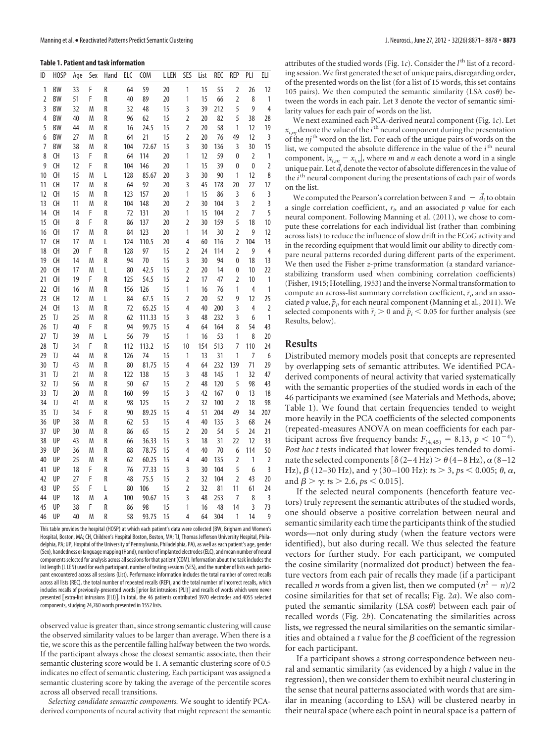**Table 1. Patient and task information**

| ID | HOSP | Age | Sex | Hand | ELC | COM | L LEN | SES | List | REC | REP | PLI | ELI |
|---|---|---|---|---|---|---|---|---|---|---|---|---|---|
| 1 | BW | 33 | F | R | 64 | 59 | 20 | 1 | 15 | 55 | 2 | 26 | 12 |
| 2 | BW | 51 | F | R | 40 | 89 | 20 | 1 | 15 | 66 | 2 | 8 | 1 |
| 3 | BW | 32 | M | R | 32 | 48 | 15 | 3 | 39 | 212 | 5 | 9 | 4 |
| 4 | BW | 40 | M | R | 96 | 62 | 15 | 2 | 20 | 82 | 5 | 38 | 28 |
| 5 | BW | 44 | M | R | 16 | 24.5 | 15 | 2 | 20 | 58 | 1 | 12 | 19 |
| 6 | BW | 27 | M | R | 64 | 21 | 15 | 2 | 20 | 76 | 49 | 12 | 3 |
| 7 | BW | 38 | M | R | 104 | 72.67 | 15 | 3 | 30 | 136 | 3 | 30 | 15 |
| 8 | CH | 13 | F | R | 64 | 114 | 20 | 1 | 12 | 59 | 0 | 2 | 1 |
| 9 | CH | 12 | F | R | 104 | 146 | 20 | 1 | 15 | 39 | 0 | 0 | 2 |
| 10 | CH | 15 | M | L | 128 | 85.67 | 20 | 3 | 30 | 90 | 1 | 12 | 8 |
| 11 | CH | 17 | M | R | 64 | 92 | 20 | 3 | 45 | 178 | 20 | 27 | 17 |
| 12 | CH | 15 | M | R | 123 | 157 | 20 | 1 | 15 | 86 | 3 | 6 | 3 |
| 13 | CH | 11 | M | R | 104 | 148 | 20 | 2 | 30 | 104 | 3 | 2 | 3 |
| 14 | CH | 14 | F | R | 72 | 131 | 20 | 1 | 15 | 104 | 2 | 7 | 5 |
| 15 | CH | 8 | F | R | 86 | 137 | 20 | 2 | 30 | 159 | 5 | 18 | 10 |
| 16 | CH | 17 | M | R | 84 | 123 | 20 | 1 | 14 | 30 | 2 | 9 | 12 |
| 17 | CH | 17 | M | L | 124 | 110.5 | 20 | 4 | 60 | 116 | 2 | 104 | 13 |
| 18 | CH | 20 | F | R | 128 | 97 | 15 | 2 | 24 | 114 | 2 | 9 | 4 |
| 19 | CH | 14 | M | R | 94 | 70 | 15 | 3 | 30 | 94 | 0 | 18 | 13 |
| 20 | CH | 17 | M | L | 80 | 42.5 | 15 | 2 | 20 | 14 | 0 | 10 | 22 |
| 21 | CH | 19 | F | R | 125 | 54.5 | 15 | 2 | 17 | 47 | 2 | 10 | 1 |
| 22 | CH | 16 | M | R | 156 | 126 | 15 | 1 | 16 | 76 | 1 | 4 | 1 |
| 23 | CH | 12 | M | L | 84 | 67.5 | 15 | 2 | 20 | 52 | 9 | 12 | 25 |
| 24 | CH | 13 | M | R | 72 | 65.25 | 15 | 4 | 40 | 200 | 3 | 4 | 2 |
| 25 | TJ | 25 | M | R | 62 | 111.33 | 15 | 3 | 48 | 232 | 3 | 6 | 1 |
| 26 | TJ | 40 | F | R | 94 | 99.75 | 15 | 4 | 64 | 164 | 8 | 54 | 43 |
| 27 | TJ | 39 | M | L | 56 | 79 | 15 | 1 | 16 | 53 | 1 | 8 | 20 |
| 28 | TJ | 34 | F | R | 112 | 113.2 | 15 | 10 | 154 | 513 | 7 | 110 | 24 |
| 29 | TJ | 44 | M | R | 126 | 74 | 15 | 1 | 13 | 31 | 1 | 7 | 6 |
| 30 | TJ | 43 | M | R | 80 | 81.75 | 15 | 4 | 64 | 232 | 139 | 71 | 29 |
| 31 | TJ | 21 | M | R | 122 | 138 | 15 | 3 | 48 | 145 | 1 | 32 | 47 |
| 32 | TJ | 56 | M | R | 50 | 67 | 15 | 2 | 48 | 120 | 5 | 98 | 43 |
| 33 | TJ | 20 | M | R | 160 | 99 | 15 | 3 | 42 | 167 | 0 | 13 | 18 |
| 34 | TJ | 41 | M | R | 98 | 125 | 15 | 2 | 32 | 100 | 2 | 18 | 98 |
| 35 | TJ | 34 | F | R | 90 | 89.25 | 15 | 4 | 51 | 204 | 49 | 34 | 207 |
| 36 | UP | 38 | M | R | 62 | 53 | 15 | 4 | 40 | 135 | 3 | 68 | 24 |
| 37 | UP | 30 | M | R | 86 | 65 | 15 | 2 | 20 | 54 | 5 | 24 | 21 |
| 38 | UP | 43 | M | R | 66 | 36.33 | 15 | 3 | 18 | 31 | 22 | 12 | 33 |
| 39 | UP | 36 | M | R | 88 | 78.75 | 15 | 4 | 40 | 70 | 6 | 114 | 50 |
| 40 | UP | 25 | M | R | 62 | 60.25 | 15 | 4 | 40 | 135 | 2 | 1 | 2 |
| 41 | UP | 18 | F | R | 76 | 77.33 | 15 | 3 | 30 | 104 | 5 | 6 | 3 |
| 42 | UP | 27 | F | R | 48 | 75.5 | 15 | 2 | 32 | 104 | 2 | 43 | 20 |
| 43 | UP | 55 | F | L | 80 | 106 | 15 | 2 | 32 | 81 | 11 | 61 | 24 |
| 44 | UP | 18 | M | A | 100 | 90.67 | 15 | 3 | 48 | 253 | 7 | 8 | 3 |
| 45 | UP | 38 | F | R | 86 | 98 | 15 | 1 | 16 | 48 | 14 | 3 | 73 |
| 46 | UP | 40 | M | R | 58 | 93.75 | 15 | 4 | 64 | 304 | 1 | 14 | 9 |

This table provides the hospital (HOSP) at which each patient's data were collected (BW, Brigham and Women's Hospital, Boston, MA; CH, Children's Hospital Boston, Boston, MA; TJ, Thomas Jefferson University Hospital, Philadelphia, PA; UP, Hospital of the University of Pennsylvania, Philadelphia, PA), as well as each patient's age, gender (Sex), handedness or language mapping (Hand), number of implanted electrodes (ELC), and mean number of neural components selected for analysis across all sessions for that patient (COM). Information about the task includes the list length (L LEN) used for each participant, number of testing sessions (SES), and the number of lists each participant encountered across all sessions (List). Performance information includes the total number of correct recalls across all lists (REC), the total number of repeated recalls (REP), and the total number of incorrect recalls, which includes recalls of previously-presented words [prior list intrusions (PLI)] and recalls of words which were never presented [extra-list intrusions (ELI)]. In total, the 46 patients contributed 3970 electrodes and 4055 selected components, studying 24,760 words presented in 1552 lists.

observed value is greater than, since strong semantic clustering will cause the observed similarity values to be larger than average. When there is a tie, we score this as the percentile falling halfway between the two words. If the participant always chose the closest semantic associate, then their semantic clustering score would be 1. A semantic clustering score of 0.5 indicates no effect of semantic clustering. Each participant was assigned a semantic clustering score by taking the average of the percentile scores across all observed recall transitions.

*Selecting candidate semantic components.* We sought to identify PCA-derived components of neural activity that might represent the semantic attributes of the studied words (Fig. 1*c*). Consider the $l^{th}$ list of a recording session. We first generated the set of unique pairs, disregarding order, of the presented words on the list (for a list of 15 words, this set contains 105 pairs). We then computed the semantic similarity (LSA cos$\theta$) between the words in each pair. Let $\vec{s}$ denote the vector of semantic similarity values for each pair of words on the list.

We next examined each PCA-derived neural component (Fig. 1*c*). Let $x_{i,nj}$ denote the value of the $i^{th}$ neural component during the presentation of the $nj^{th}$ word on the list. For each of the unique pairs of words on the list, we computed the absolute difference in the value of the $i^{th}$ neural component, $|x_{i,m} - x_{i,n}|$, where $m$ and $n$ each denote a word in a single unique pair. Let $\vec{d}_i$ denote the vector of absolute differences in the value of the $i^{th}$ neural component during the presentations of each pair of words on the list.

We computed the Pearson's correlation between $\vec{s}$ and $-\vec{d}_i$ to obtain a single correlation coefficient, $r_i$, and an associated $p$ value for each neural component. Following Manning et al. (2011), we chose to compute these correlations for each individual list (rather than combining across lists) to reduce the influence of slow drift in the ECoG activity and in the recording equipment that would limit our ability to directly compare neural patterns recorded during different parts of the experiment. We then used the Fisher $z$-prime transformation (a standard variance-stabilizing transform used when combining correlation coefficients) (Fisher, 1915; Hotelling, 1953) and the inverse Normal transformation to compute an across-list summary correlation coefficient, $\bar{r}_i$, and an associated $p$ value, $\bar{p}_i$, for each neural component (Manning et al., 2011). We selected components with $\bar{r}_i > 0$ and $\bar{p}_i < 0.05$ for further analysis (see Results, below).

## Results

Distributed memory models posit that concepts are represented by overlapping sets of semantic attributes. We identified PCA-derived components of neural activity that varied systematically with the semantic properties of the studied words in each of the 46 participants we examined (see Materials and Methods, above; Table 1). We found that certain frequencies tended to weight more heavily in the PCA coefficients of the selected components (repeated-measures ANOVA on mean coefficients for each participant across five frequency bands: $F_{(4,45)} = 8.13$, $p < 10^{-4}$). *Post hoc t* tests indicated that lower frequencies tended to dominate the selected components [$\delta$ (2–4 Hz) > $\theta$ (4–8 Hz), $\alpha$ (8–12 Hz), $\beta$ (12–30 Hz), and $\gamma$ (30–100 Hz): $ts > 3$, $ps < 0.005$; $\theta$, $\alpha$, and $\beta > \gamma$: $ts > 2.6$, $ps < 0.015$].

If the selected neural components (henceforth feature vectors) truly represent the semantic attributes of the studied words, one should observe a positive correlation between neural and semantic similarity each time the participants think of the studied words—not only during study (when the feature vectors were identified), but also during recall. We thus selected the feature vectors for further study. For each participant, we computed the cosine similarity (normalized dot product) between the feature vectors from each pair of recalls they made (if a participant recalled $n$ words from a given list, then we computed $(n^2 - n)/2$ cosine similarities for that set of recalls; Fig. 2*a*). We also computed the semantic similarity (LSA cos$\theta$) between each pair of recalled words (Fig. 2*b*). Concatenating the similarities across lists, we regressed the neural similarities on the semantic similarities and obtained a $t$ value for the $\beta$ coefficient of the regression for each participant.

If a participant shows a strong correspondence between neural and semantic similarity (as evidenced by a high $t$ value in the regression), then we consider them to exhibit neural clustering in the sense that neural patterns associated with words that are similar in meaning (according to LSA) will be clustered nearby in their neural space (where each point in neural space is a pattern of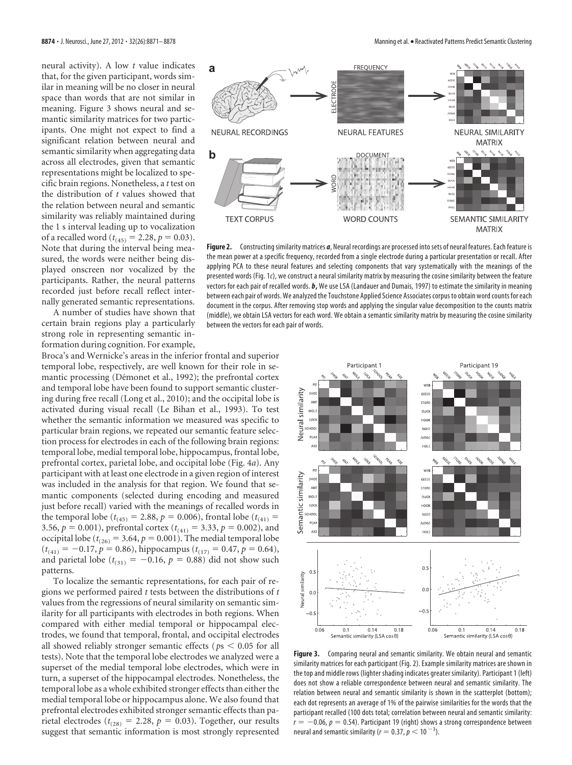neural activity). A low $t$ value indicates that, for the given participant, words similar in meaning will be no closer in neural space than words that are not similar in meaning. Figure 3 shows neural and semantic similarity matrices for two participants. One might not expect to find a significant relation between neural and semantic similarity when aggregating data across all electrodes, given that semantic representations might be localized to specific brain regions. Nonetheless, a $t$ test on the distribution of $t$ values showed that the relation between neural and semantic similarity was reliably maintained during the 1 s interval leading up to vocalization of a recalled word ($t_{(45)} = 2.28$, $p = 0.03$). Note that during the interval being measured, the words were neither being displayed onscreen nor vocalized by the participants. Rather, the neural patterns recorded just before recall reflect internally generated semantic representations.

A number of studies have shown that certain brain regions play a particularly strong role in representing semantic information during cognition. For example, Broca's and Wernicke's areas in the inferior frontal and superior temporal lobe, respectively, are well known for their role in semantic processing (Démonet et al., 1992); the prefrontal cortex and temporal lobe have been found to support semantic clustering during free recall (Long et al., 2010); and the occipital lobe is activated during visual recall (Le Bihan et al., 1993). To test whether the semantic information we measured was specific to particular brain regions, we repeated our semantic feature selection process for electrodes in each of the following brain regions: temporal lobe, medial temporal lobe, hippocampus, frontal lobe, prefrontal cortex, parietal lobe, and occipital lobe (Fig. 4*a*). Any participant with at least one electrode in a given region of interest was included in the analysis for that region. We found that semantic components (selected during encoding and measured just before recall) varied with the meanings of recalled words in the temporal lobe ($t_{(45)} = 2.88$, $p = 0.006$), frontal lobe ($t_{(41)} = 3.56$, $p = 0.001$), prefrontal cortex ($t_{(41)} = 3.33$, $p = 0.002$), and occipital lobe ($t_{(26)} = 3.64$, $p = 0.001$). The medial temporal lobe ($t_{(41)} = -0.17$, $p = 0.86$), hippocampus ($t_{(17)} = 0.47$, $p = 0.64$), and parietal lobe ($t_{(31)} = -0.16$, $p = 0.88$) did not show such patterns.

To localize the semantic representations, for each pair of regions we performed paired $t$ tests between the distributions of $t$ values from the regressions of neural similarity on semantic similarity for all participants with electrodes in both regions. When compared with either medial temporal or hippocampal electrodes, we found that temporal, frontal, and occipital electrodes all showed reliably stronger semantic effects ($p$s $< 0.05$ for all tests). Note that the temporal lobe electrodes we analyzed were a superset of the medial temporal lobe electrodes, which were in turn, a superset of the hippocampal electrodes. Nonetheless, the temporal lobe as a whole exhibited stronger effects than either the medial temporal lobe or hippocampus alone. We also found that prefrontal electrodes exhibited stronger semantic effects than parietal electrodes ($t_{(28)} = 2.28$, $p = 0.03$). Together, our results suggest that semantic information is most strongly represented

**Figure 2.** Constructing similarity matrices ***a***, Neural recordings are processed into sets of neural features. Each feature is the mean power at a specific frequency, recorded from a single electrode during a particular presentation or recall. After applying PCA to these neural features and selecting components that vary systematically with the meanings of the presented words (Fig. 1*c*), we construct a neural similarity matrix by measuring the cosine similarity between the feature vectors for each pair of recalled words. ***b***, We use LSA (Landauer and Dumais, 1997) to estimate the similarity in meaning between each pair of words. We analyzed the Touchstone Applied Science Associates corpus to obtain word counts for each document in the corpus. After removing stop words and applying the singular value decomposition to the counts matrix (middle), we obtain LSA vectors for each word. We obtain a semantic similarity matrix by measuring the cosine similarity between the vectors for each pair of words.

**Figure 3.** Comparing neural and semantic similarity. We obtain neural and semantic similarity matrices for each participant (Fig. 2). Example similarity matrices are shown in the top and middle rows (lighter shading indicates greater similarity). Participant 1 (left) does not show a reliable correspondence between neural and semantic similarity. The relation between neural and semantic similarity is shown in the scatterplot (bottom); each dot represents an average of 1% of the pairwise similarities for the words that the participant recalled (100 dots total; correlation between neural and semantic similarity: $r = -0.06$, $p = 0.54$). Participant 19 (right) shows a strong correspondence between neural and semantic similarity ($r = 0.37$, $p < 10^{-3}$).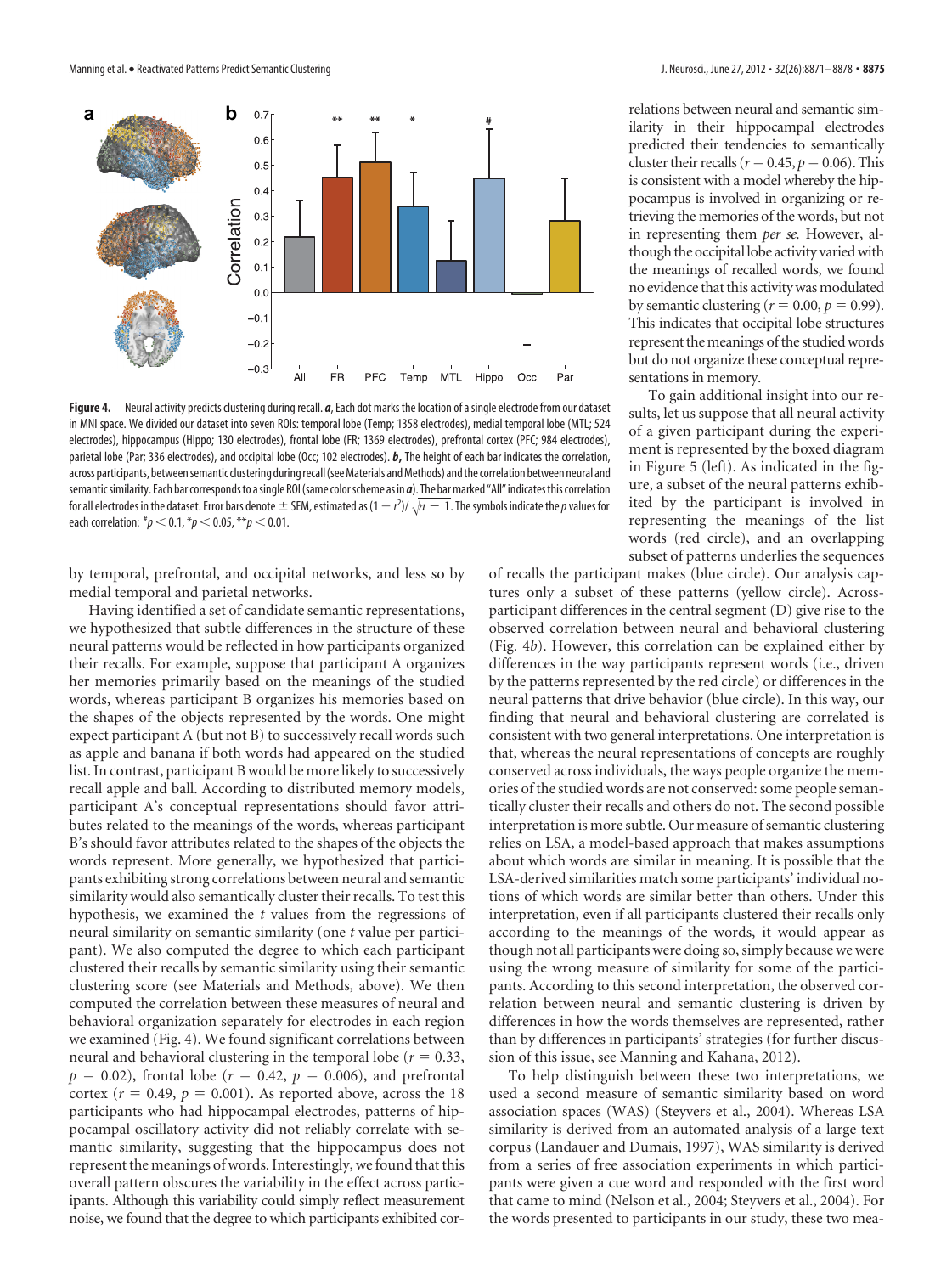**Figure 4.** Neural activity predicts clustering during recall. ***a***, Each dot marks the location of a single electrode from our dataset in MNI space. We divided our dataset into seven ROIs: temporal lobe (Temp; 1358 electrodes), medial temporal lobe (MTL; 524 electrodes), hippocampus (Hippo; 130 electrodes), frontal lobe (FR; 1369 electrodes), prefrontal cortex (PFC; 984 electrodes), parietal lobe (Par; 336 electrodes), and occipital lobe (Occ; 102 electrodes). ***b***, The height of each bar indicates the correlation, across participants, between semantic clustering during recall (see Materials and Methods) and the correlation between neural and semantic similarity. Each bar corresponds to a single ROI (same color scheme as in ***a***). The bar marked "All" indicates this correlation for all electrodes in the dataset. Error bars denote ± SEM, estimated as $(1 - r^2)/\sqrt{n - 1}$. The symbols indicate the *p* values for each correlation: $^{\#}p < 0.1$, $^{*}p < 0.05$, $^{**}p < 0.01$.

by temporal, prefrontal, and occipital networks, and less so by medial temporal and parietal networks.

Having identified a set of candidate semantic representations, we hypothesized that subtle differences in the structure of these neural patterns would be reflected in how participants organized their recalls. For example, suppose that participant A organizes her memories primarily based on the meanings of the studied words, whereas participant B organizes his memories based on the shapes of the objects represented by the words. One might expect participant A (but not B) to successively recall words such as apple and banana if both words had appeared on the studied list. In contrast, participant B would be more likely to successively recall apple and ball. According to distributed memory models, participant A's conceptual representations should favor attributes related to the meanings of the words, whereas participant B's should favor attributes related to the shapes of the objects the words represent. More generally, we hypothesized that participants exhibiting strong correlations between neural and semantic similarity would also semantically cluster their recalls. To test this hypothesis, we examined the *t* values from the regressions of neural similarity on semantic similarity (one *t* value per participant). We also computed the degree to which each participant clustered their recalls by semantic similarity using their semantic clustering score (see Materials and Methods, above). We then computed the correlation between these measures of neural and behavioral organization separately for electrodes in each region we examined (Fig. 4). We found significant correlations between neural and behavioral clustering in the temporal lobe ($r = 0.33$, $p = 0.02$), frontal lobe ($r = 0.42$, $p = 0.006$), and prefrontal cortex ($r = 0.49$, $p = 0.001$). As reported above, across the 18 participants who had hippocampal electrodes, patterns of hippocampal oscillatory activity did not reliably correlate with semantic similarity, suggesting that the hippocampus does not represent the meanings of words. Interestingly, we found that this overall pattern obscures the variability in the effect across participants. Although this variability could simply reflect measurement noise, we found that the degree to which participants exhibited correlations between neural and semantic similarity in their hippocampal electrodes predicted their tendencies to semantically cluster their recalls ($r = 0.45$, $p = 0.06$). This is consistent with a model whereby the hippocampus is involved in organizing or retrieving the memories of the words, but not in representing them *per se*. However, although the occipital lobe activity varied with the meanings of recalled words, we found no evidence that this activity was modulated by semantic clustering ($r = 0.00$, $p = 0.99$). This indicates that occipital lobe structures represent the meanings of the studied words but do not organize these conceptual representations in memory.

To gain additional insight into our results, let us suppose that all neural activity of a given participant during the experiment is represented by the boxed diagram in Figure 5 (left). As indicated in the figure, a subset of the neural patterns exhibited by the participant is involved in representing the meanings of the list words (red circle), and an overlapping subset of patterns underlies the sequences of recalls the participant makes (blue circle). Our analysis captures only a subset of these patterns (yellow circle). Across-participant differences in the central segment (D) give rise to the observed correlation between neural and behavioral clustering (Fig. 4*b*). However, this correlation can be explained either by differences in the way participants represent words (i.e., driven by the patterns represented by the red circle) or differences in the neural patterns that drive behavior (blue circle). In this way, our finding that neural and behavioral clustering are correlated is consistent with two general interpretations. One interpretation is that, whereas the neural representations of concepts are roughly conserved across individuals, the ways people organize the memories of the studied words are not conserved: some people semantically cluster their recalls and others do not. The second possible interpretation is more subtle. Our measure of semantic clustering relies on LSA, a model-based approach that makes assumptions about which words are similar in meaning. It is possible that the LSA-derived similarities match some participants' individual notions of which words are similar better than others. Under this interpretation, even if all participants clustered their recalls only according to the meanings of the words, it would appear as though not all participants were doing so, simply because we were using the wrong measure of similarity for some of the participants. According to this second interpretation, the observed correlation between neural and semantic clustering is driven by differences in how the words themselves are represented, rather than by differences in participants' strategies (for further discussion of this issue, see Manning and Kahana, 2012).

To help distinguish between these two interpretations, we used a second measure of semantic similarity based on word association spaces (WAS) (Steyvers et al., 2004). Whereas LSA similarity is derived from an automated analysis of a large text corpus (Landauer and Dumais, 1997), WAS similarity is derived from a series of free association experiments in which participants were given a cue word and responded with the first word that came to mind (Nelson et al., 2004; Steyvers et al., 2004). For the words presented to participants in our study, these two mea-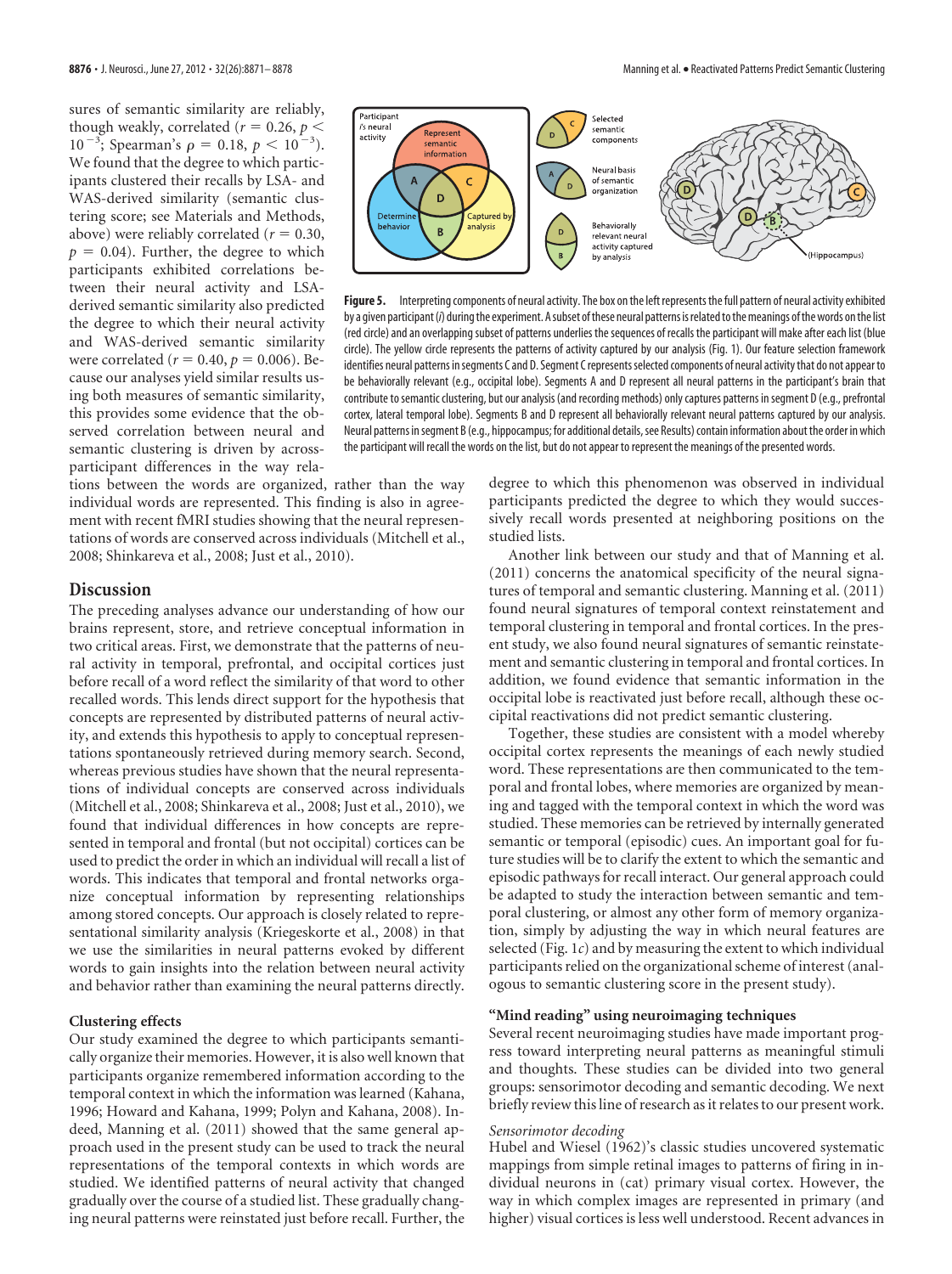sures of semantic similarity are reliably, though weakly, correlated ($r = 0.26$, $p < 10^{-3}$; Spearman's $\rho = 0.18$, $p < 10^{-3}$). We found that the degree to which participants clustered their recalls by LSA- and WAS-derived similarity (semantic clustering score; see Materials and Methods, above) were reliably correlated ($r = 0.30$, $p = 0.04$). Further, the degree to which participants exhibited correlations between their neural activity and LSA-derived semantic similarity also predicted the degree to which their neural activity and WAS-derived semantic similarity were correlated ($r = 0.40$, $p = 0.006$). Because our analyses yield similar results using both measures of semantic similarity, this provides some evidence that the observed correlation between neural and semantic clustering is driven by across-participant differences in the way relations between the words are organized, rather than the way individual words are represented. This finding is also in agreement with recent fMRI studies showing that the neural representations of words are conserved across individuals (Mitchell et al., 2008; Shinkareva et al., 2008; Just et al., 2010).

**Figure 5.** Interpreting components of neural activity. The box on the left represents the full pattern of neural activity exhibited by a given participant (*i*) during the experiment. A subset of these neural patterns is related to the meanings of the words on the list (red circle) and an overlapping subset of patterns underlies the sequences of recalls the participant will make after each list (blue circle). The yellow circle represents the patterns of activity captured by our analysis (Fig. 1). Our feature selection framework identifies neural patterns in segments C and D. Segment C represents selected components of neural activity that do not appear to be behaviorally relevant (e.g., occipital lobe). Segments A and D represent all neural patterns in the participant's brain that contribute to semantic clustering, but our analysis (and recording methods) only captures patterns in segment D (e.g., prefrontal cortex, lateral temporal lobe). Segments B and D represent all behaviorally relevant neural patterns captured by our analysis. Neural patterns in segment B (e.g., hippocampus; for additional details, see Results) contain information about the order in which the participant will recall the words on the list, but do not appear to represent the meanings of the presented words.

## Discussion

The preceding analyses advance our understanding of how our brains represent, store, and retrieve conceptual information in two critical areas. First, we demonstrate that the patterns of neural activity in temporal, prefrontal, and occipital cortices just before recall of a word reflect the similarity of that word to other recalled words. This lends direct support for the hypothesis that concepts are represented by distributed patterns of neural activity, and extends this hypothesis to apply to conceptual representations spontaneously retrieved during memory search. Second, whereas previous studies have shown that the neural representations of individual concepts are conserved across individuals (Mitchell et al., 2008; Shinkareva et al., 2008; Just et al., 2010), we found that individual differences in how concepts are represented in temporal and frontal (but not occipital) cortices can be used to predict the order in which an individual will recall a list of words. This indicates that temporal and frontal networks organize conceptual information by representing relationships among stored concepts. Our approach is closely related to representational similarity analysis (Kriegeskorte et al., 2008) in that we use the similarities in neural patterns evoked by different words to gain insights into the relation between neural activity and behavior rather than examining the neural patterns directly.

### Clustering effects

Our study examined the degree to which participants semantically organize their memories. However, it is also well known that participants organize remembered information according to the temporal context in which the information was learned (Kahana, 1996; Howard and Kahana, 1999; Polyn and Kahana, 2008). Indeed, Manning et al. (2011) showed that the same general approach used in the present study can be used to track the neural representations of the temporal contexts in which words are studied. We identified patterns of neural activity that changed gradually over the course of a studied list. These gradually changing neural patterns were reinstated just before recall. Further, the degree to which this phenomenon was observed in individual participants predicted the degree to which they would successively recall words presented at neighboring positions on the studied lists.

Another link between our study and that of Manning et al. (2011) concerns the anatomical specificity of the neural signatures of temporal and semantic clustering. Manning et al. (2011) found neural signatures of temporal context reinstatement and temporal clustering in temporal and frontal cortices. In the present study, we also found neural signatures of semantic reinstatement and semantic clustering in temporal and frontal cortices. In addition, we found evidence that semantic information in the occipital lobe is reactivated just before recall, although these occipital reactivations did not predict semantic clustering.

Together, these studies are consistent with a model whereby occipital cortex represents the meanings of each newly studied word. These representations are then communicated to the temporal and frontal lobes, where memories are organized by meaning and tagged with the temporal context in which the word was studied. These memories can be retrieved by internally generated semantic or temporal (episodic) cues. An important goal for future studies will be to clarify the extent to which the semantic and episodic pathways for recall interact. Our general approach could be adapted to study the interaction between semantic and temporal clustering, or almost any other form of memory organization, simply by adjusting the way in which neural features are selected (Fig. 1*c*) and by measuring the extent to which individual participants relied on the organizational scheme of interest (analogous to semantic clustering score in the present study).

### "Mind reading" using neuroimaging techniques

Several recent neuroimaging studies have made important progress toward interpreting neural patterns as meaningful stimuli and thoughts. These studies can be divided into two general groups: sensorimotor decoding and semantic decoding. We next briefly review this line of research as it relates to our present work.

*Sensorimotor decoding*

Hubel and Wiesel (1962)'s classic studies uncovered systematic mappings from simple retinal images to patterns of firing in individual neurons in (cat) primary visual cortex. However, the way in which complex images are represented in primary (and higher) visual cortices is less well understood. Recent advances in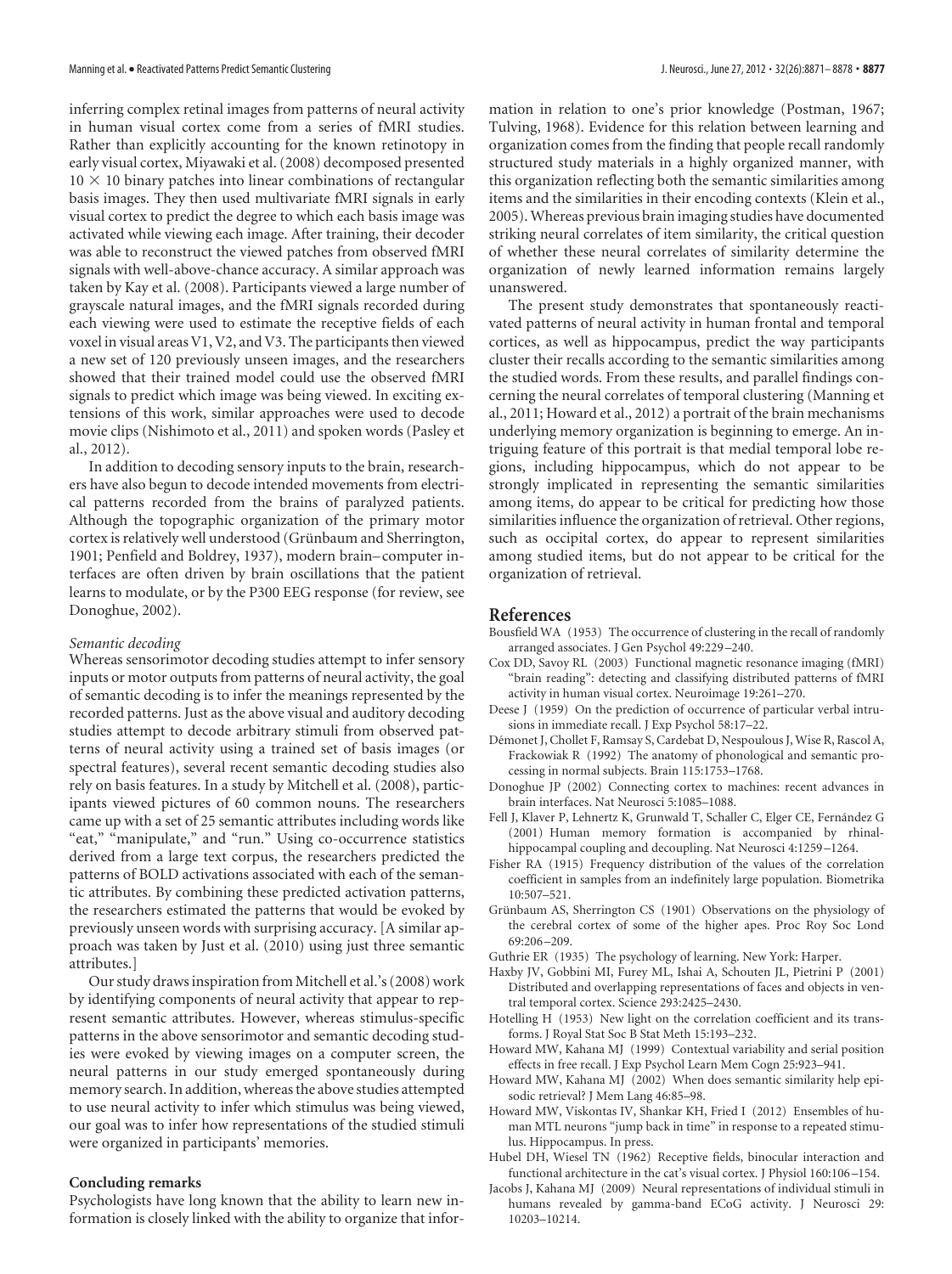inferring complex retinal images from patterns of neural activity in human visual cortex come from a series of fMRI studies. Rather than explicitly accounting for the known retinotopy in early visual cortex, Miyawaki et al. (2008) decomposed presented $10 \times 10$ binary patches into linear combinations of rectangular basis images. They then used multivariate fMRI signals in early visual cortex to predict the degree to which each basis image was activated while viewing each image. After training, their decoder was able to reconstruct the viewed patches from observed fMRI signals with well-above-chance accuracy. A similar approach was taken by Kay et al. (2008). Participants viewed a large number of grayscale natural images, and the fMRI signals recorded during each viewing were used to estimate the receptive fields of each voxel in visual areas V1, V2, and V3. The participants then viewed a new set of 120 previously unseen images, and the researchers showed that their trained model could use the observed fMRI signals to predict which image was being viewed. In exciting extensions of this work, similar approaches were used to decode movie clips (Nishimoto et al., 2011) and spoken words (Pasley et al., 2012).

In addition to decoding sensory inputs to the brain, researchers have also begun to decode intended movements from electrical patterns recorded from the brains of paralyzed patients. Although the topographic organization of the primary motor cortex is relatively well understood (Grünbaum and Sherrington, 1901; Penfield and Boldrey, 1937), modern brain–computer interfaces are often driven by brain oscillations that the patient learns to modulate, or by the P300 EEG response (for review, see Donoghue, 2002).

*Semantic decoding*

Whereas sensorimotor decoding studies attempt to infer sensory inputs or motor outputs from patterns of neural activity, the goal of semantic decoding is to infer the meanings represented by the recorded patterns. Just as the above visual and auditory decoding studies attempt to decode arbitrary stimuli from observed patterns of neural activity using a trained set of basis images (or spectral features), several recent semantic decoding studies also rely on basis features. In a study by Mitchell et al. (2008), participants viewed pictures of 60 common nouns. The researchers came up with a set of 25 semantic attributes including words like "eat," "manipulate," and "run." Using co-occurrence statistics derived from a large text corpus, the researchers predicted the patterns of BOLD activations associated with each of the semantic attributes. By combining these predicted activation patterns, the researchers estimated the patterns that would be evoked by previously unseen words with surprising accuracy. [A similar approach was taken by Just et al. (2010) using just three semantic attributes.]

Our study draws inspiration from Mitchell et al.'s (2008) work by identifying components of neural activity that appear to represent semantic attributes. However, whereas stimulus-specific patterns in the above sensorimotor and semantic decoding studies were evoked by viewing images on a computer screen, the neural patterns in our study emerged spontaneously during memory search. In addition, whereas the above studies attempted to use neural activity to infer which stimulus was being viewed, our goal was to infer how representations of the studied stimuli were organized in participants' memories.

## Concluding remarks

Psychologists have long known that the ability to learn new information is closely linked with the ability to organize that information in relation to one's prior knowledge (Postman, 1967; Tulving, 1968). Evidence for this relation between learning and organization comes from the finding that people recall randomly structured study materials in a highly organized manner, with this organization reflecting both the semantic similarities among items and the similarities in their encoding contexts (Klein et al., 2005). Whereas previous brain imaging studies have documented striking neural correlates of item similarity, the critical question of whether these neural correlates of similarity determine the organization of newly learned information remains largely unanswered.

The present study demonstrates that spontaneously reactivated patterns of neural activity in human frontal and temporal cortices, as well as hippocampus, predict the way participants cluster their recalls according to the semantic similarities among the studied words. From these results, and parallel findings concerning the neural correlates of temporal clustering (Manning et al., 2011; Howard et al., 2012) a portrait of the brain mechanisms underlying memory organization is beginning to emerge. An intriguing feature of this portrait is that medial temporal lobe regions, including hippocampus, which do not appear to be strongly implicated in representing the semantic similarities among items, do appear to be critical for predicting how those similarities influence the organization of retrieval. Other regions, such as occipital cortex, do appear to represent similarities among studied items, but do not appear to be critical for the organization of retrieval.

## References

Bousfield WA (1953) The occurrence of clustering in the recall of randomly arranged associates. J Gen Psychol 49:229–240.

Cox DD, Savoy RL (2003) Functional magnetic resonance imaging (fMRI) "brain reading": detecting and classifying distributed patterns of fMRI activity in human visual cortex. Neuroimage 19:261–270.

Deese J (1959) On the prediction of occurrence of particular verbal intrusions in immediate recall. J Exp Psychol 58:17–22.

Démonet J, Chollet F, Ramsay S, Cardebat D, Nespoulous J, Wise R, Rascol A, Frackowiak R (1992) The anatomy of phonological and semantic processing in normal subjects. Brain 115:1753–1768.

Donoghue JP (2002) Connecting cortex to machines: recent advances in brain interfaces. Nat Neurosci 5:1085–1088.

Fell J, Klaver P, Lehnertz K, Grunwald T, Schaller C, Elger CE, Fernández G (2001) Human memory formation is accompanied by rhinal-hippocampal coupling and decoupling. Nat Neurosci 4:1259–1264.

Fisher RA (1915) Frequency distribution of the values of the correlation coefficient in samples from an indefinitely large population. Biometrika 10:507–521.

Grünbaum AS, Sherrington CS (1901) Observations on the physiology of the cerebral cortex of some of the higher apes. Proc Roy Soc Lond 69:206–209.

Guthrie ER (1935) The psychology of learning. New York: Harper.

Haxby JV, Gobbini MI, Furey ML, Ishai A, Schouten JL, Pietrini P (2001) Distributed and overlapping representations of faces and objects in ventral temporal cortex. Science 293:2425–2430.

Hotelling H (1953) New light on the correlation coefficient and its transforms. J Royal Stat Soc B Stat Meth 15:193–232.

Howard MW, Kahana MJ (1999) Contextual variability and serial position effects in free recall. J Exp Psychol Learn Mem Cogn 25:923–941.

Howard MW, Kahana MJ (2002) When does semantic similarity help episodic retrieval? J Mem Lang 46:85–98.

Howard MW, Viskontas IV, Shankar KH, Fried I (2012) Ensembles of human MTL neurons "jump back in time" in response to a repeated stimulus. Hippocampus. In press.

Hubel DH, Wiesel TN (1962) Receptive fields, binocular interaction and functional architecture in the cat's visual cortex. J Physiol 160:106–154.

Jacobs J, Kahana MJ (2009) Neural representations of individual stimuli in humans revealed by gamma-band ECoG activity. J Neurosci 29: 10203–10214.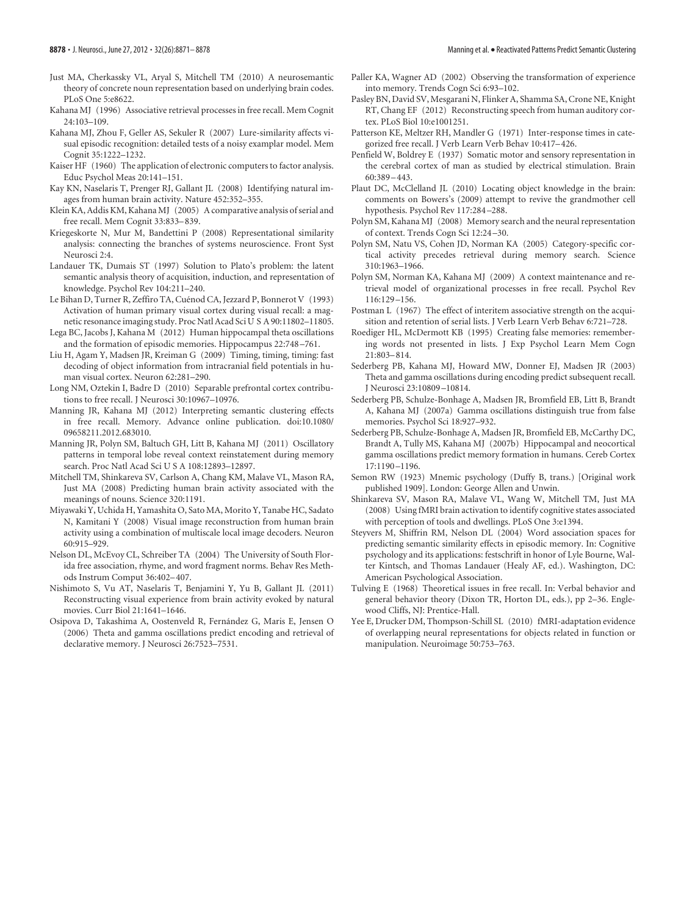Just MA, Cherkassky VL, Aryal S, Mitchell TM (2010) A neurosemantic theory of concrete noun representation based on underlying brain codes. PLoS One 5:e8622.

Kahana MJ (1996) Associative retrieval processes in free recall. Mem Cognit 24:103–109.

Kahana MJ, Zhou F, Geller AS, Sekuler R (2007) Lure-similarity affects visual episodic recognition: detailed tests of a noisy examplar model. Mem Cognit 35:1222–1232.

Kaiser HF (1960) The application of electronic computers to factor analysis. Educ Psychol Meas 20:141–151.

Kay KN, Naselaris T, Prenger RJ, Gallant JL (2008) Identifying natural images from human brain activity. Nature 452:352–355.

Klein KA, Addis KM, Kahana MJ (2005) A comparative analysis of serial and free recall. Mem Cognit 33:833–839.

Kriegeskorte N, Mur M, Bandettini P (2008) Representational similarity analysis: connecting the branches of systems neuroscience. Front Syst Neurosci 2:4.

Landauer TK, Dumais ST (1997) Solution to Plato's problem: the latent semantic analysis theory of acquisition, induction, and representation of knowledge. Psychol Rev 104:211–240.

Le Bihan D, Turner R, Zeffiro TA, Cuénod CA, Jezzard P, Bonnerot V (1993) Activation of human primary visual cortex during visual recall: a magnetic resonance imaging study. Proc Natl Acad Sci U S A 90:11802–11805.

Lega BC, Jacobs J, Kahana M (2012) Human hippocampal theta oscillations and the formation of episodic memories. Hippocampus 22:748–761.

Liu H, Agam Y, Madsen JR, Kreiman G (2009) Timing, timing, timing: fast decoding of object information from intracranial field potentials in human visual cortex. Neuron 62:281–290.

Long NM, Oztekin I, Badre D (2010) Separable prefrontal cortex contributions to free recall. J Neurosci 30:10967–10976.

Manning JR, Kahana MJ (2012) Interpreting semantic clustering effects in free recall. Memory. Advance online publication. doi:10.1080/09658211.2012.683010.

Manning JR, Polyn SM, Baltuch GH, Litt B, Kahana MJ (2011) Oscillatory patterns in temporal lobe reveal context reinstatement during memory search. Proc Natl Acad Sci U S A 108:12893–12897.

Mitchell TM, Shinkareva SV, Carlson A, Chang KM, Malave VL, Mason RA, Just MA (2008) Predicting human brain activity associated with the meanings of nouns. Science 320:1191.

Miyawaki Y, Uchida H, Yamashita O, Sato MA, Morito Y, Tanabe HC, Sadato N, Kamitani Y (2008) Visual image reconstruction from human brain activity using a combination of multiscale local image decoders. Neuron 60:915–929.

Nelson DL, McEvoy CL, Schreiber TA (2004) The University of South Florida free association, rhyme, and word fragment norms. Behav Res Methods Instrum Comput 36:402–407.

Nishimoto S, Vu AT, Naselaris T, Benjamini Y, Yu B, Gallant JL (2011) Reconstructing visual experience from brain activity evoked by natural movies. Curr Biol 21:1641–1646.

Osipova D, Takashima A, Oostenveld R, Fernández G, Maris E, Jensen O (2006) Theta and gamma oscillations predict encoding and retrieval of declarative memory. J Neurosci 26:7523–7531.

Paller KA, Wagner AD (2002) Observing the transformation of experience into memory. Trends Cogn Sci 6:93–102.

Pasley BN, David SV, Mesgarani N, Flinker A, Shamma SA, Crone NE, Knight RT, Chang EF (2012) Reconstructing speech from human auditory cortex. PLoS Biol 10:e1001251.

Patterson KE, Meltzer RH, Mandler G (1971) Inter-response times in categorized free recall. J Verb Learn Verb Behav 10:417–426.

Penfield W, Boldrey E (1937) Somatic motor and sensory representation in the cerebral cortex of man as studied by electrical stimulation. Brain 60:389–443.

Plaut DC, McClelland JL (2010) Locating object knowledge in the brain: comments on Bowers's (2009) attempt to revive the grandmother cell hypothesis. Psychol Rev 117:284–288.

Polyn SM, Kahana MJ (2008) Memory search and the neural representation of context. Trends Cogn Sci 12:24–30.

Polyn SM, Natu VS, Cohen JD, Norman KA (2005) Category-specific cortical activity precedes retrieval during memory search. Science 310:1963–1966.

Polyn SM, Norman KA, Kahana MJ (2009) A context maintenance and retrieval model of organizational processes in free recall. Psychol Rev 116:129–156.

Postman L (1967) The effect of interitem associative strength on the acquisition and retention of serial lists. J Verb Learn Verb Behav 6:721–728.

Roediger HL, McDermott KB (1995) Creating false memories: remembering words not presented in lists. J Exp Psychol Learn Mem Cogn 21:803–814.

Sederberg PB, Kahana MJ, Howard MW, Donner EJ, Madsen JR (2003) Theta and gamma oscillations during encoding predict subsequent recall. J Neurosci 23:10809–10814.

Sederberg PB, Schulze-Bonhage A, Madsen JR, Bromfield EB, Litt B, Brandt A, Kahana MJ (2007a) Gamma oscillations distinguish true from false memories. Psychol Sci 18:927–932.

Sederberg PB, Schulze-Bonhage A, Madsen JR, Bromfield EB, McCarthy DC, Brandt A, Tully MS, Kahana MJ (2007b) Hippocampal and neocortical gamma oscillations predict memory formation in humans. Cereb Cortex 17:1190–1196.

Semon RW (1923) Mnemic psychology (Duffy B, trans.) [Original work published 1909]. London: George Allen and Unwin.

Shinkareva SV, Mason RA, Malave VL, Wang W, Mitchell TM, Just MA (2008) Using fMRI brain activation to identify cognitive states associated with perception of tools and dwellings. PLoS One 3:e1394.

Steyvers M, Shiffrin RM, Nelson DL (2004) Word association spaces for predicting semantic similarity effects in episodic memory. In: Cognitive psychology and its applications: festschrift in honor of Lyle Bourne, Walter Kintsch, and Thomas Landauer (Healy AF, ed.). Washington, DC: American Psychological Association.

Tulving E (1968) Theoretical issues in free recall. In: Verbal behavior and general behavior theory (Dixon TR, Horton DL, eds.), pp 2–36. Englewood Cliffs, NJ: Prentice-Hall.

Yee E, Drucker DM, Thompson-Schill SL (2010) fMRI-adaptation evidence of overlapping neural representations for objects related in function or manipulation. Neuroimage 50:753–763.